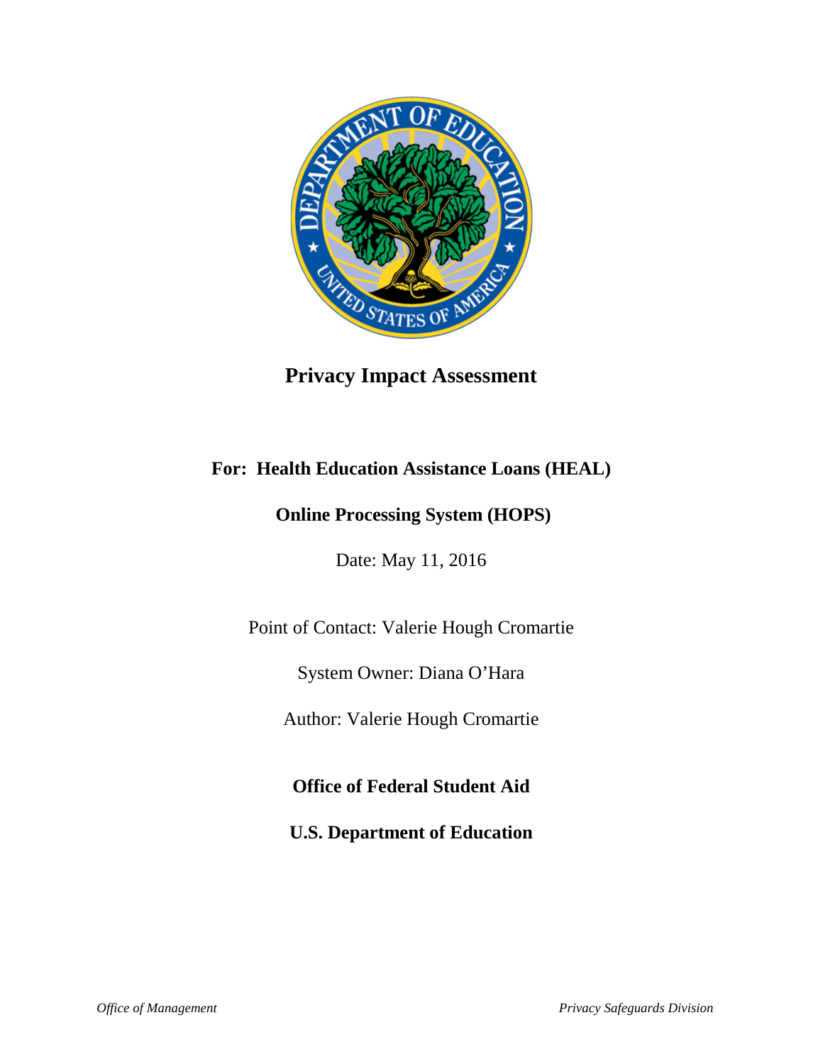# Privacy Impact Assessment

## For: Health Education Assistance Loans (HEAL)

## Online Processing System (HOPS)

Date: May 11, 2016

Point of Contact: Valerie Hough Cromartie

System Owner: Diana O'Hara

Author: Valerie Hough Cromartie

**Office of Federal Student Aid**

**U.S. Department of Education**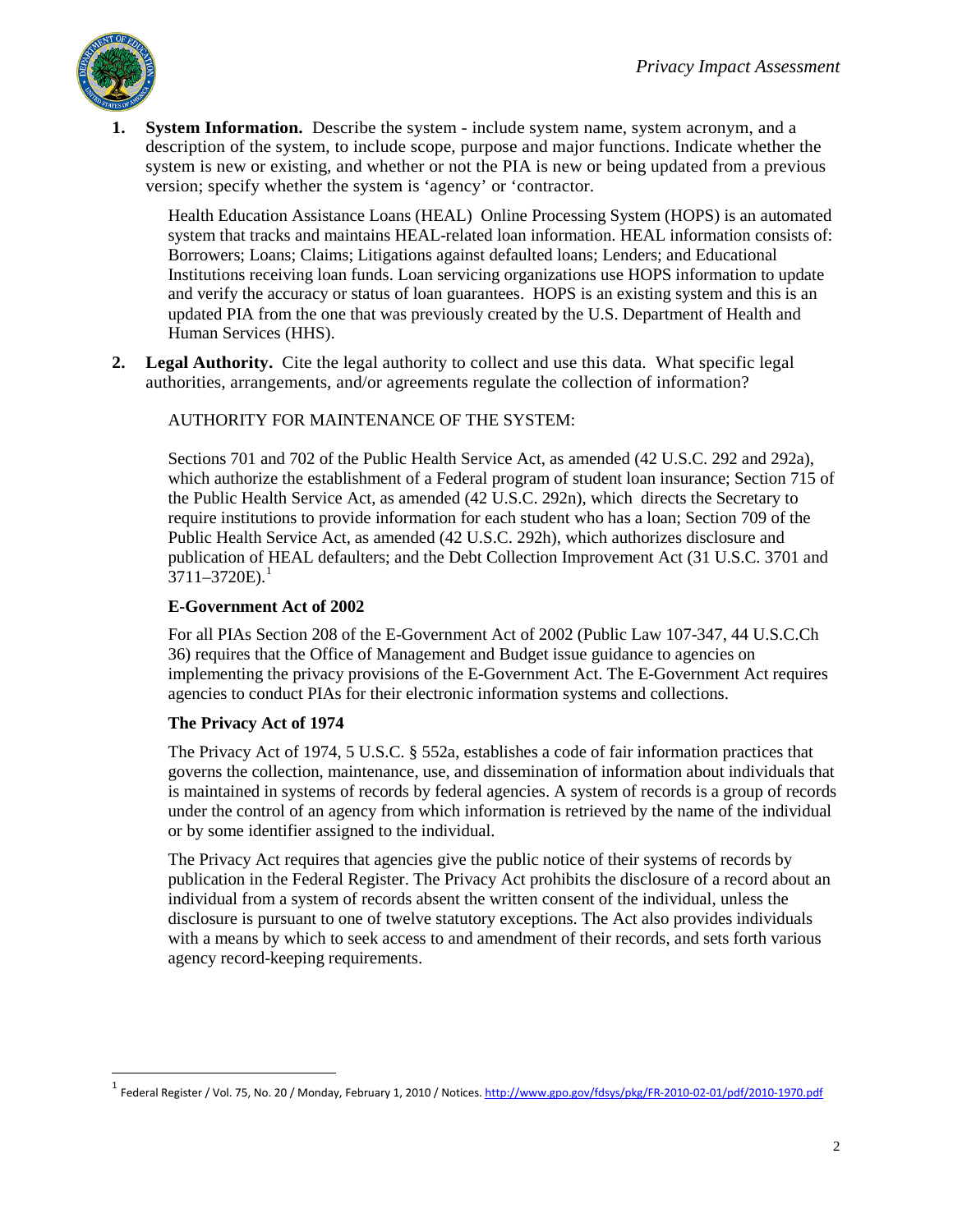1. **System Information.** Describe the system - include system name, system acronym, and a description of the system, to include scope, purpose and major functions. Indicate whether the system is new or existing, and whether or not the PIA is new or being updated from a previous version; specify whether the system is 'agency' or 'contractor.

   Health Education Assistance Loans (HEAL) Online Processing System (HOPS) is an automated system that tracks and maintains HEAL-related loan information. HEAL information consists of: Borrowers; Loans; Claims; Litigations against defaulted loans; Lenders; and Educational Institutions receiving loan funds. Loan servicing organizations use HOPS information to update and verify the accuracy or status of loan guarantees. HOPS is an existing system and this is an updated PIA from the one that was previously created by the U.S. Department of Health and Human Services (HHS).

2. **Legal Authority.** Cite the legal authority to collect and use this data. What specific legal authorities, arrangements, and/or agreements regulate the collection of information?

   AUTHORITY FOR MAINTENANCE OF THE SYSTEM:

   Sections 701 and 702 of the Public Health Service Act, as amended (42 U.S.C. 292 and 292a), which authorize the establishment of a Federal program of student loan insurance; Section 715 of the Public Health Service Act, as amended (42 U.S.C. 292n), which directs the Secretary to require institutions to provide information for each student who has a loan; Section 709 of the Public Health Service Act, as amended (42 U.S.C. 292h), which authorizes disclosure and publication of HEAL defaulters; and the Debt Collection Improvement Act (31 U.S.C. 3701 and 3711–3720E).[1]

   **E-Government Act of 2002**

   For all PIAs Section 208 of the E-Government Act of 2002 (Public Law 107-347, 44 U.S.C.Ch 36) requires that the Office of Management and Budget issue guidance to agencies on implementing the privacy provisions of the E-Government Act. The E-Government Act requires agencies to conduct PIAs for their electronic information systems and collections.

   **The Privacy Act of 1974**

   The Privacy Act of 1974, 5 U.S.C. § 552a, establishes a code of fair information practices that governs the collection, maintenance, use, and dissemination of information about individuals that is maintained in systems of records by federal agencies. A system of records is a group of records under the control of an agency from which information is retrieved by the name of the individual or by some identifier assigned to the individual.

   The Privacy Act requires that agencies give the public notice of their systems of records by publication in the Federal Register. The Privacy Act prohibits the disclosure of a record about an individual from a system of records absent the written consent of the individual, unless the disclosure is pursuant to one of twelve statutory exceptions. The Act also provides individuals with a means by which to seek access to and amendment of their records, and sets forth various agency record-keeping requirements.

---

[1] Federal Register / Vol. 75, No. 20 / Monday, February 1, 2010 / Notices. http://www.gpo.gov/fdsys/pkg/FR-2010-02-01/pdf/2010-1970.pdf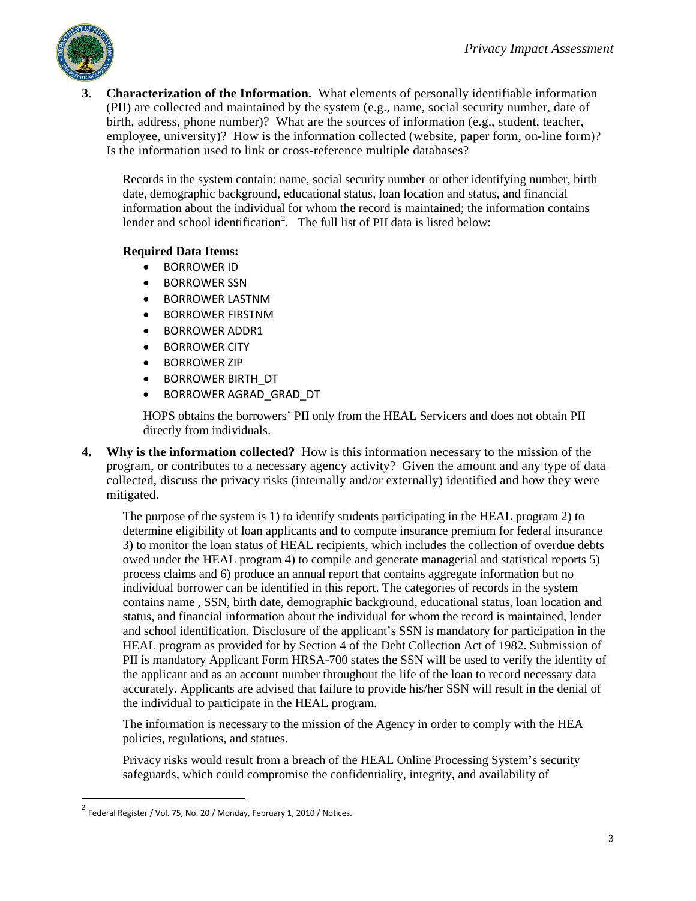3. **Characterization of the Information.** What elements of personally identifiable information (PII) are collected and maintained by the system (e.g., name, social security number, date of birth, address, phone number)? What are the sources of information (e.g., student, teacher, employee, university)? How is the information collected (website, paper form, on-line form)? Is the information used to link or cross-reference multiple databases?

   Records in the system contain: name, social security number or other identifying number, birth date, demographic background, educational status, loan location and status, and financial information about the individual for whom the record is maintained; the information contains lender and school identification[2]. The full list of PII data is listed below:

   **Required Data Items:**

   - BORROWER ID
   - BORROWER SSN
   - BORROWER LASTNM
   - BORROWER FIRSTNM
   - BORROWER ADDR1
   - BORROWER CITY
   - BORROWER ZIP
   - BORROWER BIRTH_DT
   - BORROWER AGRAD_GRAD_DT

   HOPS obtains the borrowers' PII only from the HEAL Servicers and does not obtain PII directly from individuals.

4. **Why is the information collected?** How is this information necessary to the mission of the program, or contributes to a necessary agency activity? Given the amount and any type of data collected, discuss the privacy risks (internally and/or externally) identified and how they were mitigated.

   The purpose of the system is 1) to identify students participating in the HEAL program 2) to determine eligibility of loan applicants and to compute insurance premium for federal insurance 3) to monitor the loan status of HEAL recipients, which includes the collection of overdue debts owed under the HEAL program 4) to compile and generate managerial and statistical reports 5) process claims and 6) produce an annual report that contains aggregate information but no individual borrower can be identified in this report. The categories of records in the system contains name , SSN, birth date, demographic background, educational status, loan location and status, and financial information about the individual for whom the record is maintained, lender and school identification. Disclosure of the applicant's SSN is mandatory for participation in the HEAL program as provided for by Section 4 of the Debt Collection Act of 1982. Submission of PII is mandatory Applicant Form HRSA-700 states the SSN will be used to verify the identity of the applicant and as an account number throughout the life of the loan to record necessary data accurately. Applicants are advised that failure to provide his/her SSN will result in the denial of the individual to participate in the HEAL program.

   The information is necessary to the mission of the Agency in order to comply with the HEA policies, regulations, and statues.

   Privacy risks would result from a breach of the HEAL Online Processing System's security safeguards, which could compromise the confidentiality, integrity, and availability of

[2] Federal Register / Vol. 75, No. 20 / Monday, February 1, 2010 / Notices.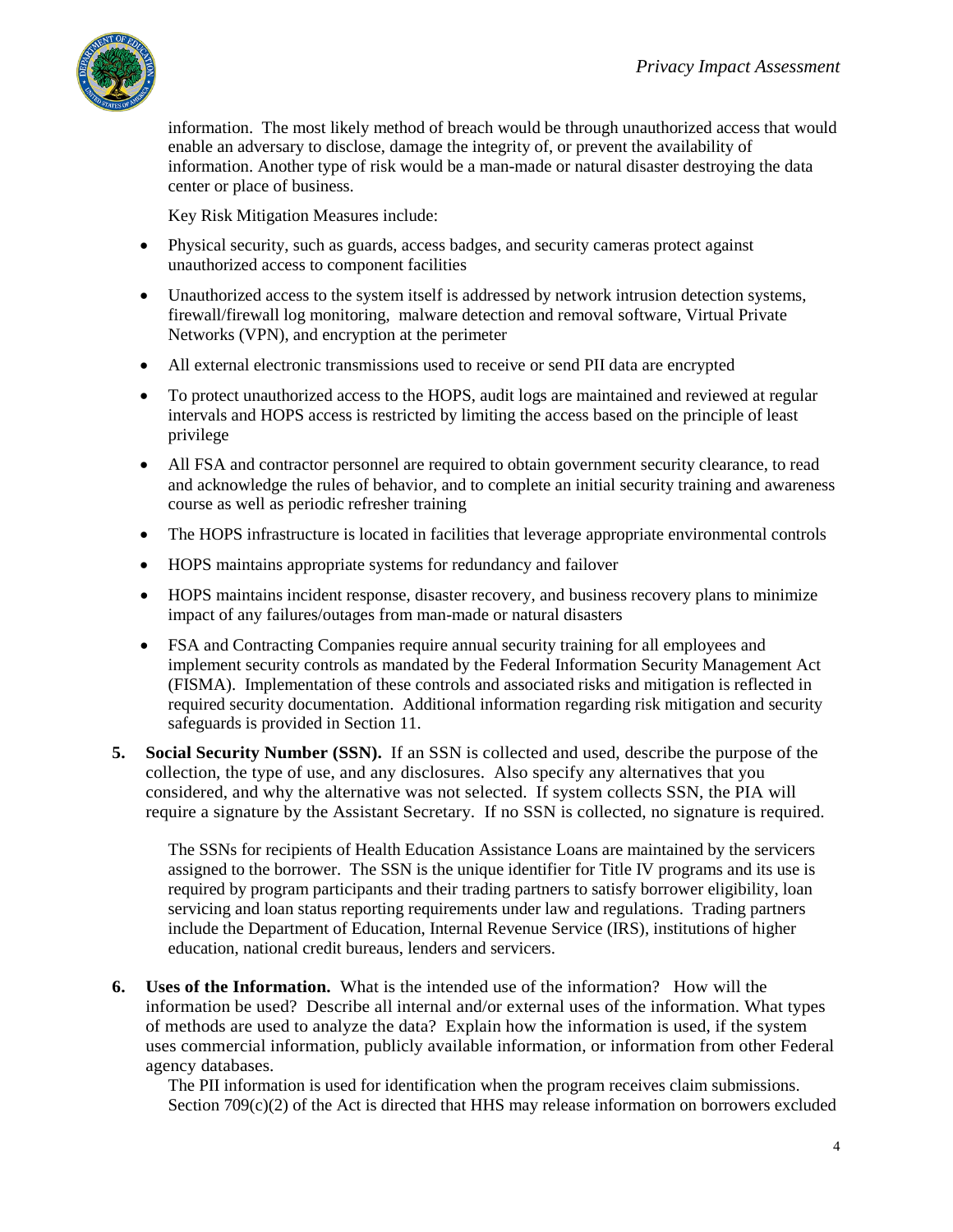information. The most likely method of breach would be through unauthorized access that would enable an adversary to disclose, damage the integrity of, or prevent the availability of information. Another type of risk would be a man-made or natural disaster destroying the data center or place of business.

Key Risk Mitigation Measures include:

- Physical security, such as guards, access badges, and security cameras protect against unauthorized access to component facilities
- Unauthorized access to the system itself is addressed by network intrusion detection systems, firewall/firewall log monitoring, malware detection and removal software, Virtual Private Networks (VPN), and encryption at the perimeter
- All external electronic transmissions used to receive or send PII data are encrypted
- To protect unauthorized access to the HOPS, audit logs are maintained and reviewed at regular intervals and HOPS access is restricted by limiting the access based on the principle of least privilege
- All FSA and contractor personnel are required to obtain government security clearance, to read and acknowledge the rules of behavior, and to complete an initial security training and awareness course as well as periodic refresher training
- The HOPS infrastructure is located in facilities that leverage appropriate environmental controls
- HOPS maintains appropriate systems for redundancy and failover
- HOPS maintains incident response, disaster recovery, and business recovery plans to minimize impact of any failures/outages from man-made or natural disasters
- FSA and Contracting Companies require annual security training for all employees and implement security controls as mandated by the Federal Information Security Management Act (FISMA). Implementation of these controls and associated risks and mitigation is reflected in required security documentation. Additional information regarding risk mitigation and security safeguards is provided in Section 11.

**5. Social Security Number (SSN).** If an SSN is collected and used, describe the purpose of the collection, the type of use, and any disclosures. Also specify any alternatives that you considered, and why the alternative was not selected. If system collects SSN, the PIA will require a signature by the Assistant Secretary. If no SSN is collected, no signature is required.

The SSNs for recipients of Health Education Assistance Loans are maintained by the servicers assigned to the borrower. The SSN is the unique identifier for Title IV programs and its use is required by program participants and their trading partners to satisfy borrower eligibility, loan servicing and loan status reporting requirements under law and regulations. Trading partners include the Department of Education, Internal Revenue Service (IRS), institutions of higher education, national credit bureaus, lenders and servicers.

**6. Uses of the Information.** What is the intended use of the information? How will the information be used? Describe all internal and/or external uses of the information. What types of methods are used to analyze the data? Explain how the information is used, if the system uses commercial information, publicly available information, or information from other Federal agency databases.

The PII information is used for identification when the program receives claim submissions. Section 709(c)(2) of the Act is directed that HHS may release information on borrowers excluded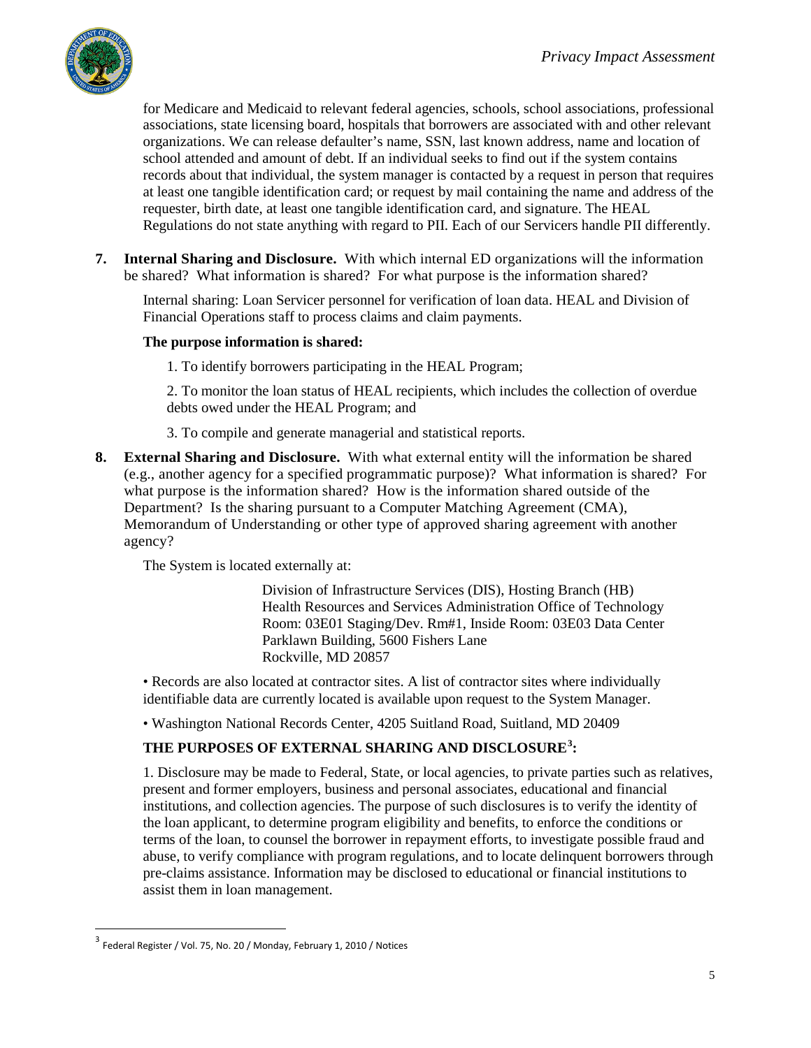for Medicare and Medicaid to relevant federal agencies, schools, school associations, professional associations, state licensing board, hospitals that borrowers are associated with and other relevant organizations. We can release defaulter's name, SSN, last known address, name and location of school attended and amount of debt. If an individual seeks to find out if the system contains records about that individual, the system manager is contacted by a request in person that requires at least one tangible identification card; or request by mail containing the name and address of the requester, birth date, at least one tangible identification card, and signature. The HEAL Regulations do not state anything with regard to PII. Each of our Servicers handle PII differently.

**7. Internal Sharing and Disclosure.** With which internal ED organizations will the information be shared? What information is shared? For what purpose is the information shared?

Internal sharing: Loan Servicer personnel for verification of loan data. HEAL and Division of Financial Operations staff to process claims and claim payments.

**The purpose information is shared:**

1. To identify borrowers participating in the HEAL Program;

2. To monitor the loan status of HEAL recipients, which includes the collection of overdue debts owed under the HEAL Program; and

3. To compile and generate managerial and statistical reports.

**8. External Sharing and Disclosure.** With what external entity will the information be shared (e.g., another agency for a specified programmatic purpose)? What information is shared? For what purpose is the information shared? How is the information shared outside of the Department? Is the sharing pursuant to a Computer Matching Agreement (CMA), Memorandum of Understanding or other type of approved sharing agreement with another agency?

The System is located externally at:

Division of Infrastructure Services (DIS), Hosting Branch (HB)
Health Resources and Services Administration Office of Technology
Room: 03E01 Staging/Dev. Rm#1, Inside Room: 03E03 Data Center
Parklawn Building, 5600 Fishers Lane
Rockville, MD 20857

• Records are also located at contractor sites. A list of contractor sites where individually identifiable data are currently located is available upon request to the System Manager.

• Washington National Records Center, 4205 Suitland Road, Suitland, MD 20409

**THE PURPOSES OF EXTERNAL SHARING AND DISCLOSURE[3]:**

1. Disclosure may be made to Federal, State, or local agencies, to private parties such as relatives, present and former employers, business and personal associates, educational and financial institutions, and collection agencies. The purpose of such disclosures is to verify the identity of the loan applicant, to determine program eligibility and benefits, to enforce the conditions or terms of the loan, to counsel the borrower in repayment efforts, to investigate possible fraud and abuse, to verify compliance with program regulations, and to locate delinquent borrowers through pre-claims assistance. Information may be disclosed to educational or financial institutions to assist them in loan management.

[3] Federal Register / Vol. 75, No. 20 / Monday, February 1, 2010 / Notices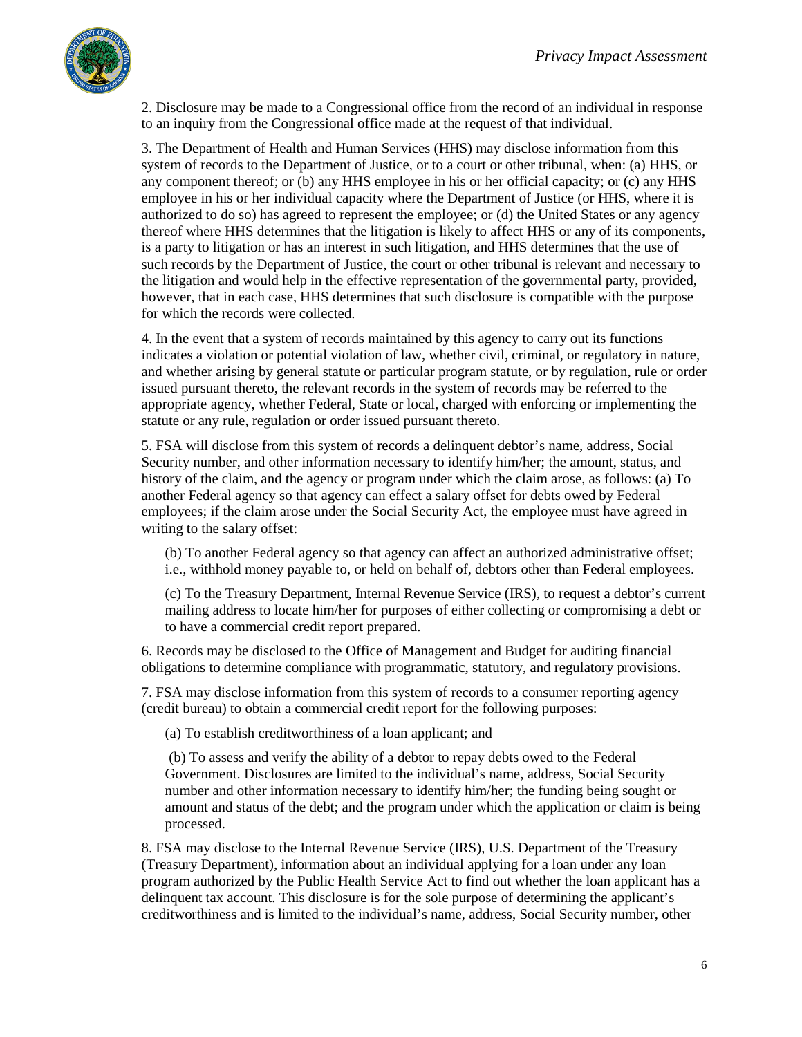2. Disclosure may be made to a Congressional office from the record of an individual in response to an inquiry from the Congressional office made at the request of that individual.

3. The Department of Health and Human Services (HHS) may disclose information from this system of records to the Department of Justice, or to a court or other tribunal, when: (a) HHS, or any component thereof; or (b) any HHS employee in his or her official capacity; or (c) any HHS employee in his or her individual capacity where the Department of Justice (or HHS, where it is authorized to do so) has agreed to represent the employee; or (d) the United States or any agency thereof where HHS determines that the litigation is likely to affect HHS or any of its components, is a party to litigation or has an interest in such litigation, and HHS determines that the use of such records by the Department of Justice, the court or other tribunal is relevant and necessary to the litigation and would help in the effective representation of the governmental party, provided, however, that in each case, HHS determines that such disclosure is compatible with the purpose for which the records were collected.

4. In the event that a system of records maintained by this agency to carry out its functions indicates a violation or potential violation of law, whether civil, criminal, or regulatory in nature, and whether arising by general statute or particular program statute, or by regulation, rule or order issued pursuant thereto, the relevant records in the system of records may be referred to the appropriate agency, whether Federal, State or local, charged with enforcing or implementing the statute or any rule, regulation or order issued pursuant thereto.

5. FSA will disclose from this system of records a delinquent debtor's name, address, Social Security number, and other information necessary to identify him/her; the amount, status, and history of the claim, and the agency or program under which the claim arose, as follows: (a) To another Federal agency so that agency can effect a salary offset for debts owed by Federal employees; if the claim arose under the Social Security Act, the employee must have agreed in writing to the salary offset:

(b) To another Federal agency so that agency can affect an authorized administrative offset; i.e., withhold money payable to, or held on behalf of, debtors other than Federal employees.

(c) To the Treasury Department, Internal Revenue Service (IRS), to request a debtor's current mailing address to locate him/her for purposes of either collecting or compromising a debt or to have a commercial credit report prepared.

6. Records may be disclosed to the Office of Management and Budget for auditing financial obligations to determine compliance with programmatic, statutory, and regulatory provisions.

7. FSA may disclose information from this system of records to a consumer reporting agency (credit bureau) to obtain a commercial credit report for the following purposes:

(a) To establish creditworthiness of a loan applicant; and

(b) To assess and verify the ability of a debtor to repay debts owed to the Federal Government. Disclosures are limited to the individual's name, address, Social Security number and other information necessary to identify him/her; the funding being sought or amount and status of the debt; and the program under which the application or claim is being processed.

8. FSA may disclose to the Internal Revenue Service (IRS), U.S. Department of the Treasury (Treasury Department), information about an individual applying for a loan under any loan program authorized by the Public Health Service Act to find out whether the loan applicant has a delinquent tax account. This disclosure is for the sole purpose of determining the applicant's creditworthiness and is limited to the individual's name, address, Social Security number, other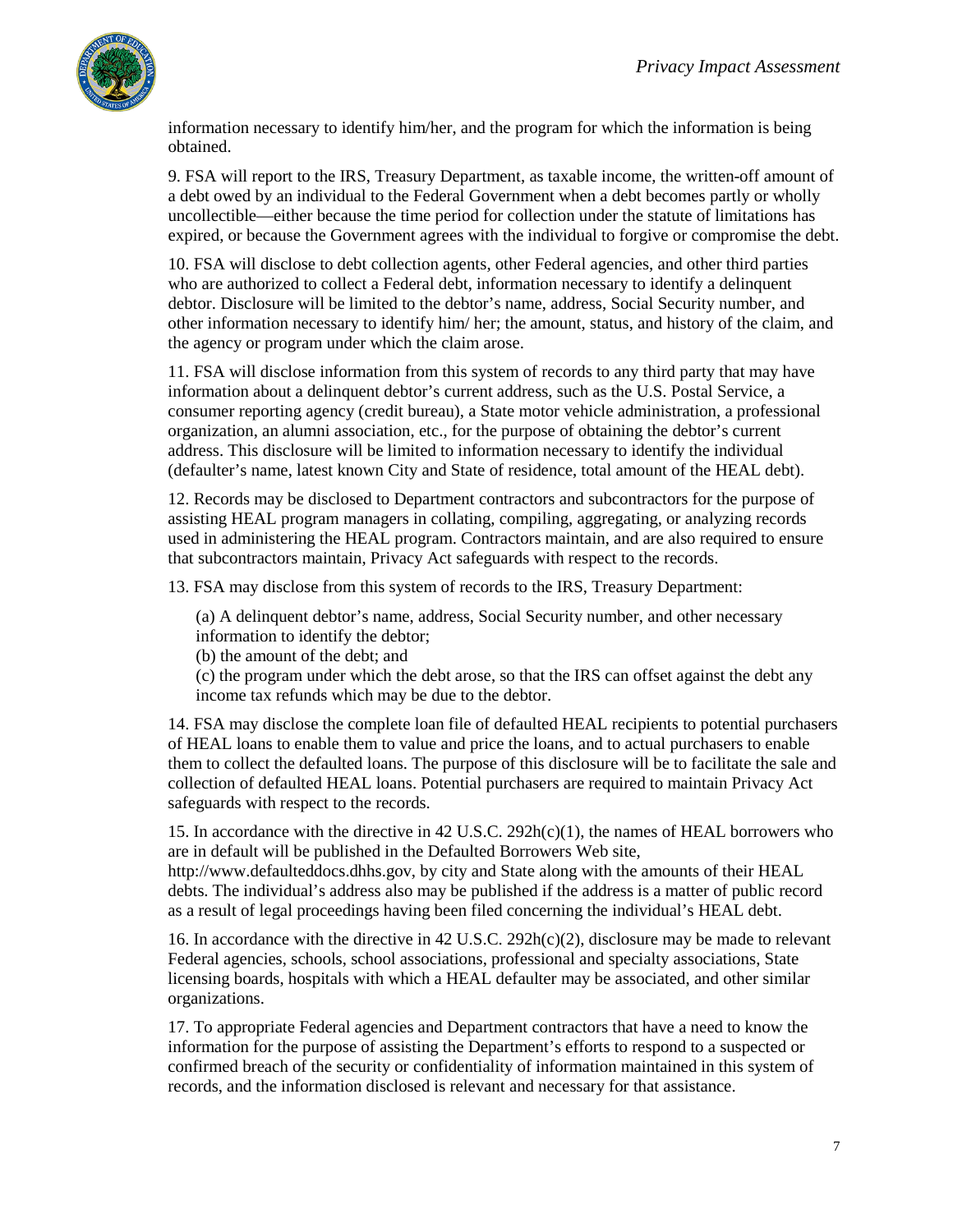information necessary to identify him/her, and the program for which the information is being obtained.

9. FSA will report to the IRS, Treasury Department, as taxable income, the written-off amount of a debt owed by an individual to the Federal Government when a debt becomes partly or wholly uncollectible—either because the time period for collection under the statute of limitations has expired, or because the Government agrees with the individual to forgive or compromise the debt.

10. FSA will disclose to debt collection agents, other Federal agencies, and other third parties who are authorized to collect a Federal debt, information necessary to identify a delinquent debtor. Disclosure will be limited to the debtor's name, address, Social Security number, and other information necessary to identify him/ her; the amount, status, and history of the claim, and the agency or program under which the claim arose.

11. FSA will disclose information from this system of records to any third party that may have information about a delinquent debtor's current address, such as the U.S. Postal Service, a consumer reporting agency (credit bureau), a State motor vehicle administration, a professional organization, an alumni association, etc., for the purpose of obtaining the debtor's current address. This disclosure will be limited to information necessary to identify the individual (defaulter's name, latest known City and State of residence, total amount of the HEAL debt).

12. Records may be disclosed to Department contractors and subcontractors for the purpose of assisting HEAL program managers in collating, compiling, aggregating, or analyzing records used in administering the HEAL program. Contractors maintain, and are also required to ensure that subcontractors maintain, Privacy Act safeguards with respect to the records.

13. FSA may disclose from this system of records to the IRS, Treasury Department:

(a) A delinquent debtor's name, address, Social Security number, and other necessary information to identify the debtor;
(b) the amount of the debt; and
(c) the program under which the debt arose, so that the IRS can offset against the debt any income tax refunds which may be due to the debtor.

14. FSA may disclose the complete loan file of defaulted HEAL recipients to potential purchasers of HEAL loans to enable them to value and price the loans, and to actual purchasers to enable them to collect the defaulted loans. The purpose of this disclosure will be to facilitate the sale and collection of defaulted HEAL loans. Potential purchasers are required to maintain Privacy Act safeguards with respect to the records.

15. In accordance with the directive in 42 U.S.C. 292h(c)(1), the names of HEAL borrowers who are in default will be published in the Defaulted Borrowers Web site, http://www.defaulteddocs.dhhs.gov, by city and State along with the amounts of their HEAL debts. The individual's address also may be published if the address is a matter of public record as a result of legal proceedings having been filed concerning the individual's HEAL debt.

16. In accordance with the directive in 42 U.S.C. 292h(c)(2), disclosure may be made to relevant Federal agencies, schools, school associations, professional and specialty associations, State licensing boards, hospitals with which a HEAL defaulter may be associated, and other similar organizations.

17. To appropriate Federal agencies and Department contractors that have a need to know the information for the purpose of assisting the Department's efforts to respond to a suspected or confirmed breach of the security or confidentiality of information maintained in this system of records, and the information disclosed is relevant and necessary for that assistance.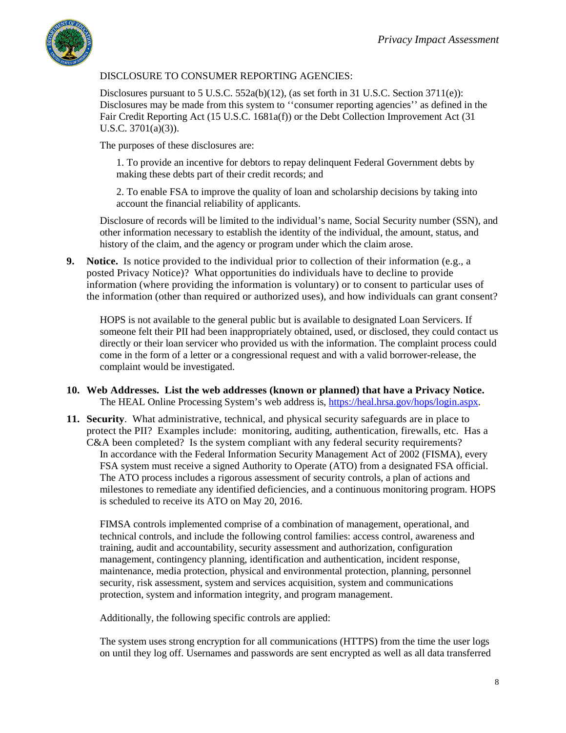DISCLOSURE TO CONSUMER REPORTING AGENCIES:

Disclosures pursuant to 5 U.S.C. 552a(b)(12), (as set forth in 31 U.S.C. Section 3711(e)): Disclosures may be made from this system to ''consumer reporting agencies'' as defined in the Fair Credit Reporting Act (15 U.S.C. 1681a(f)) or the Debt Collection Improvement Act (31 U.S.C. 3701(a)(3)).

The purposes of these disclosures are:

1. To provide an incentive for debtors to repay delinquent Federal Government debts by making these debts part of their credit records; and

2. To enable FSA to improve the quality of loan and scholarship decisions by taking into account the financial reliability of applicants.

Disclosure of records will be limited to the individual's name, Social Security number (SSN), and other information necessary to establish the identity of the individual, the amount, status, and history of the claim, and the agency or program under which the claim arose.

**9. Notice.** Is notice provided to the individual prior to collection of their information (e.g., a posted Privacy Notice)? What opportunities do individuals have to decline to provide information (where providing the information is voluntary) or to consent to particular uses of the information (other than required or authorized uses), and how individuals can grant consent?

HOPS is not available to the general public but is available to designated Loan Servicers. If someone felt their PII had been inappropriately obtained, used, or disclosed, they could contact us directly or their loan servicer who provided us with the information. The complaint process could come in the form of a letter or a congressional request and with a valid borrower-release, the complaint would be investigated.

**10. Web Addresses. List the web addresses (known or planned) that have a Privacy Notice.**
The HEAL Online Processing System's web address is, [https://heal.hrsa.gov/hops/login.aspx](https://heal.hrsa.gov/hops/login.aspx).

**11. Security**. What administrative, technical, and physical security safeguards are in place to protect the PII? Examples include: monitoring, auditing, authentication, firewalls, etc. Has a C&A been completed? Is the system compliant with any federal security requirements?
In accordance with the Federal Information Security Management Act of 2002 (FISMA), every FSA system must receive a signed Authority to Operate (ATO) from a designated FSA official. The ATO process includes a rigorous assessment of security controls, a plan of actions and milestones to remediate any identified deficiencies, and a continuous monitoring program. HOPS is scheduled to receive its ATO on May 20, 2016.

FIMSA controls implemented comprise of a combination of management, operational, and technical controls, and include the following control families: access control, awareness and training, audit and accountability, security assessment and authorization, configuration management, contingency planning, identification and authentication, incident response, maintenance, media protection, physical and environmental protection, planning, personnel security, risk assessment, system and services acquisition, system and communications protection, system and information integrity, and program management.

Additionally, the following specific controls are applied:

The system uses strong encryption for all communications (HTTPS) from the time the user logs on until they log off. Usernames and passwords are sent encrypted as well as all data transferred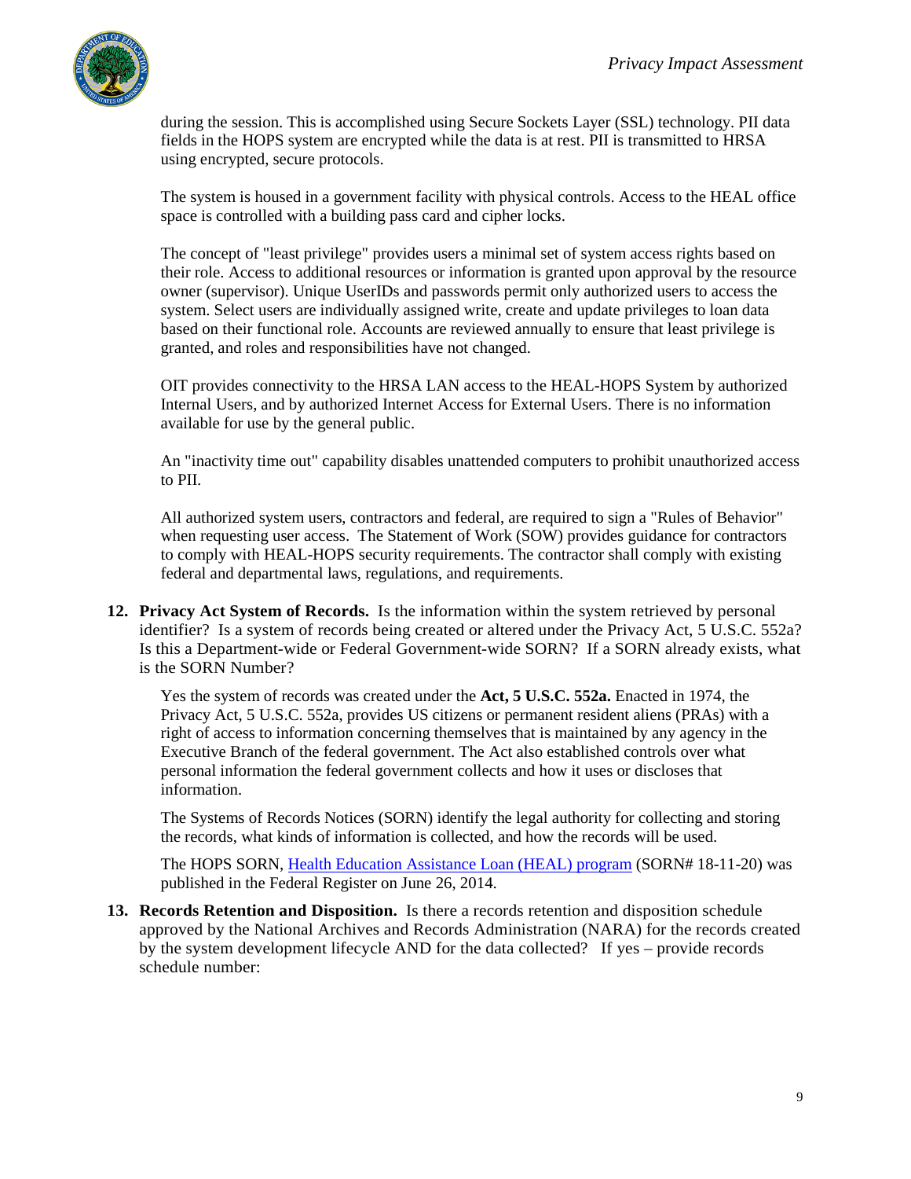during the session. This is accomplished using Secure Sockets Layer (SSL) technology. PII data fields in the HOPS system are encrypted while the data is at rest. PII is transmitted to HRSA using encrypted, secure protocols.

The system is housed in a government facility with physical controls. Access to the HEAL office space is controlled with a building pass card and cipher locks.

The concept of "least privilege" provides users a minimal set of system access rights based on their role. Access to additional resources or information is granted upon approval by the resource owner (supervisor). Unique UserIDs and passwords permit only authorized users to access the system. Select users are individually assigned write, create and update privileges to loan data based on their functional role. Accounts are reviewed annually to ensure that least privilege is granted, and roles and responsibilities have not changed.

OIT provides connectivity to the HRSA LAN access to the HEAL-HOPS System by authorized Internal Users, and by authorized Internet Access for External Users. There is no information available for use by the general public.

An "inactivity time out" capability disables unattended computers to prohibit unauthorized access to PII.

All authorized system users, contractors and federal, are required to sign a "Rules of Behavior" when requesting user access. The Statement of Work (SOW) provides guidance for contractors to comply with HEAL-HOPS security requirements. The contractor shall comply with existing federal and departmental laws, regulations, and requirements.

12. **Privacy Act System of Records.** Is the information within the system retrieved by personal identifier? Is a system of records being created or altered under the Privacy Act, 5 U.S.C. 552a? Is this a Department-wide or Federal Government-wide SORN? If a SORN already exists, what is the SORN Number?

    Yes the system of records was created under the **Act, 5 U.S.C. 552a.** Enacted in 1974, the Privacy Act, 5 U.S.C. 552a, provides US citizens or permanent resident aliens (PRAs) with a right of access to information concerning themselves that is maintained by any agency in the Executive Branch of the federal government. The Act also established controls over what personal information the federal government collects and how it uses or discloses that information.

    The Systems of Records Notices (SORN) identify the legal authority for collecting and storing the records, what kinds of information is collected, and how the records will be used.

    The HOPS SORN, Health Education Assistance Loan (HEAL) program (SORN# 18-11-20) was published in the Federal Register on June 26, 2014.

13. **Records Retention and Disposition.** Is there a records retention and disposition schedule approved by the National Archives and Records Administration (NARA) for the records created by the system development lifecycle AND for the data collected? If yes – provide records schedule number: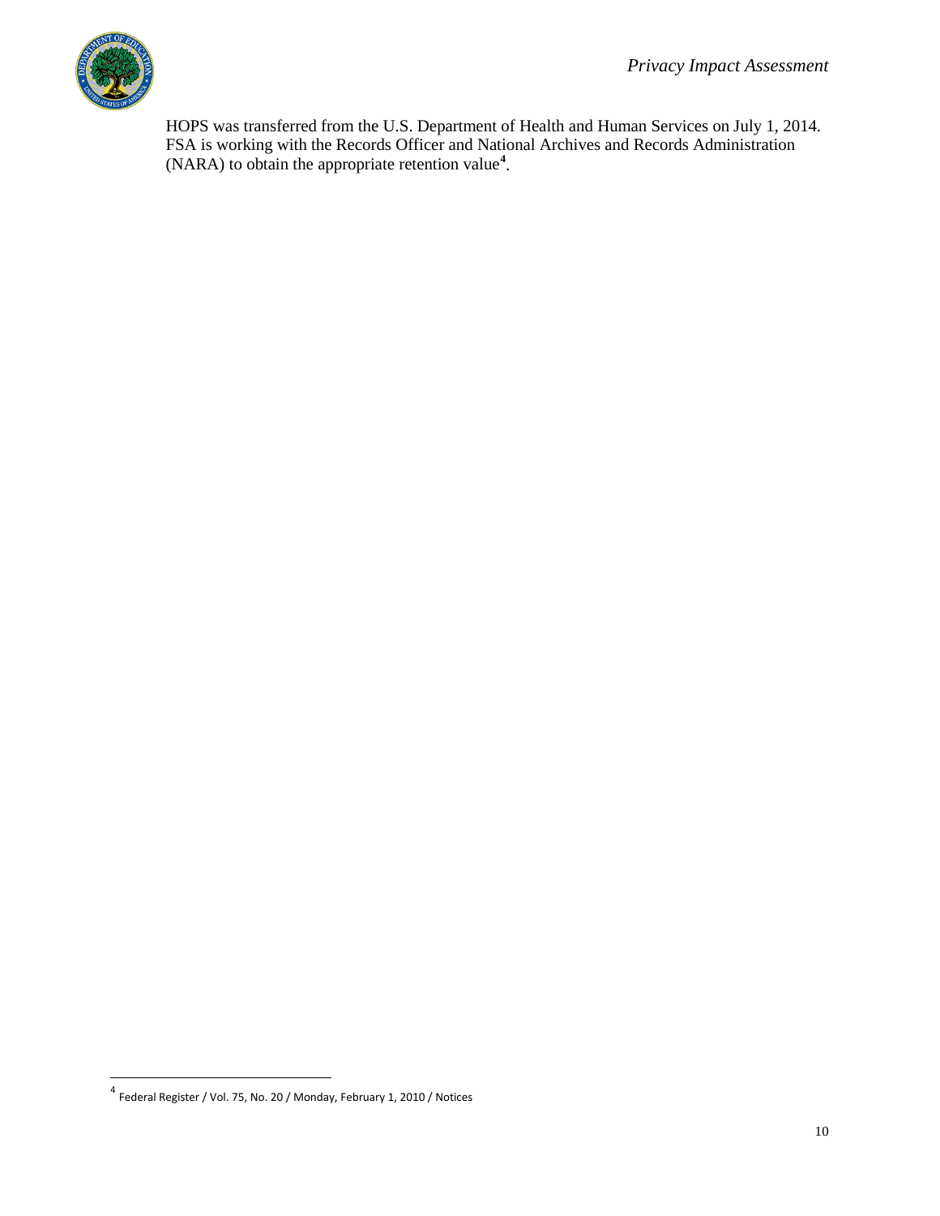HOPS was transferred from the U.S. Department of Health and Human Services on July 1, 2014. FSA is working with the Records Officer and National Archives and Records Administration (NARA) to obtain the appropriate retention value[4].

[4] Federal Register / Vol. 75, No. 20 / Monday, February 1, 2010 / Notices